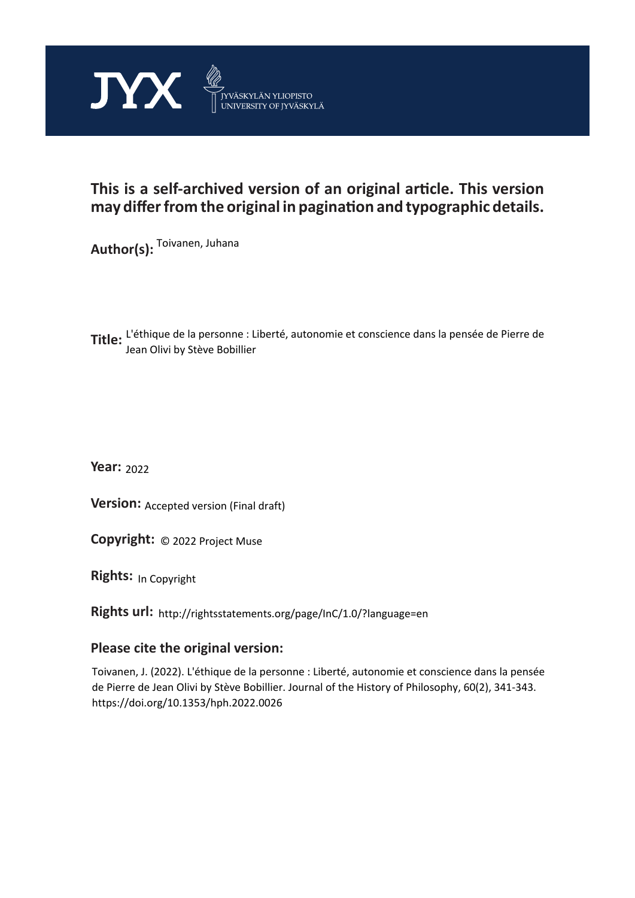JYX — JYVÄSKYLÄN YLIOPISTO / UNIVERSITY OF JYVÄSKYLÄ

**This is a self-archived version of an original article. This version may differ from the original in pagination and typographic details.**

**Author(s):** Toivanen, Juhana

**Title:** L'éthique de la personne : Liberté, autonomie et conscience dans la pensée de Pierre de Jean Olivi by Stève Bobillier

**Year:** 2022

**Version:** Accepted version (Final draft)

**Copyright:** © 2022 Project Muse

**Rights:** In Copyright

**Rights url:** http://rightsstatements.org/page/InC/1.0/?language=en

**Please cite the original version:**

Toivanen, J. (2022). L'éthique de la personne : Liberté, autonomie et conscience dans la pensée de Pierre de Jean Olivi by Stève Bobillier. Journal of the History of Philosophy, 60(2), 341-343. https://doi.org/10.1353/hph.2022.0026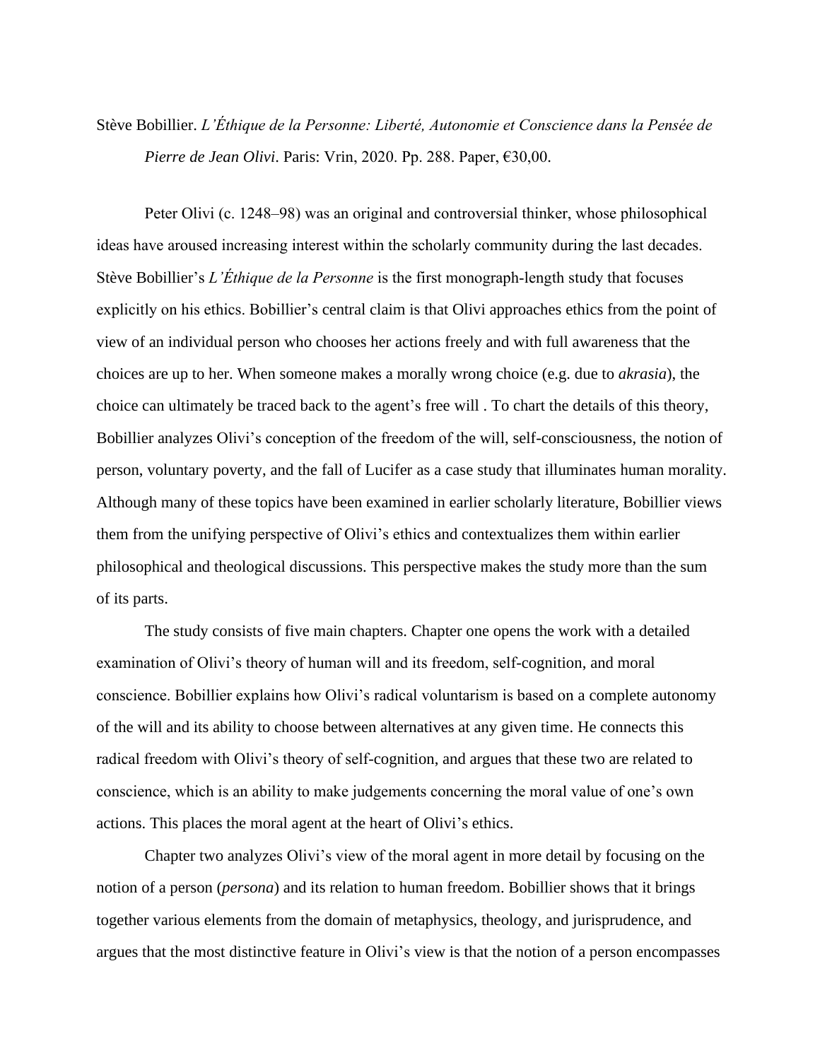Stève Bobillier. *L'Éthique de la Personne: Liberté, Autonomie et Conscience dans la Pensée de Pierre de Jean Olivi*. Paris: Vrin, 2020. Pp. 288. Paper, €30,00.

Peter Olivi (c. 1248–98) was an original and controversial thinker, whose philosophical ideas have aroused increasing interest within the scholarly community during the last decades. Stève Bobillier's *L'Éthique de la Personne* is the first monograph-length study that focuses explicitly on his ethics. Bobillier's central claim is that Olivi approaches ethics from the point of view of an individual person who chooses her actions freely and with full awareness that the choices are up to her. When someone makes a morally wrong choice (e.g. due to *akrasia*), the choice can ultimately be traced back to the agent's free will . To chart the details of this theory, Bobillier analyzes Olivi's conception of the freedom of the will, self-consciousness, the notion of person, voluntary poverty, and the fall of Lucifer as a case study that illuminates human morality. Although many of these topics have been examined in earlier scholarly literature, Bobillier views them from the unifying perspective of Olivi's ethics and contextualizes them within earlier philosophical and theological discussions. This perspective makes the study more than the sum of its parts.

The study consists of five main chapters. Chapter one opens the work with a detailed examination of Olivi's theory of human will and its freedom, self-cognition, and moral conscience. Bobillier explains how Olivi's radical voluntarism is based on a complete autonomy of the will and its ability to choose between alternatives at any given time. He connects this radical freedom with Olivi's theory of self-cognition, and argues that these two are related to conscience, which is an ability to make judgements concerning the moral value of one's own actions. This places the moral agent at the heart of Olivi's ethics.

Chapter two analyzes Olivi's view of the moral agent in more detail by focusing on the notion of a person (*persona*) and its relation to human freedom. Bobillier shows that it brings together various elements from the domain of metaphysics, theology, and jurisprudence, and argues that the most distinctive feature in Olivi's view is that the notion of a person encompasses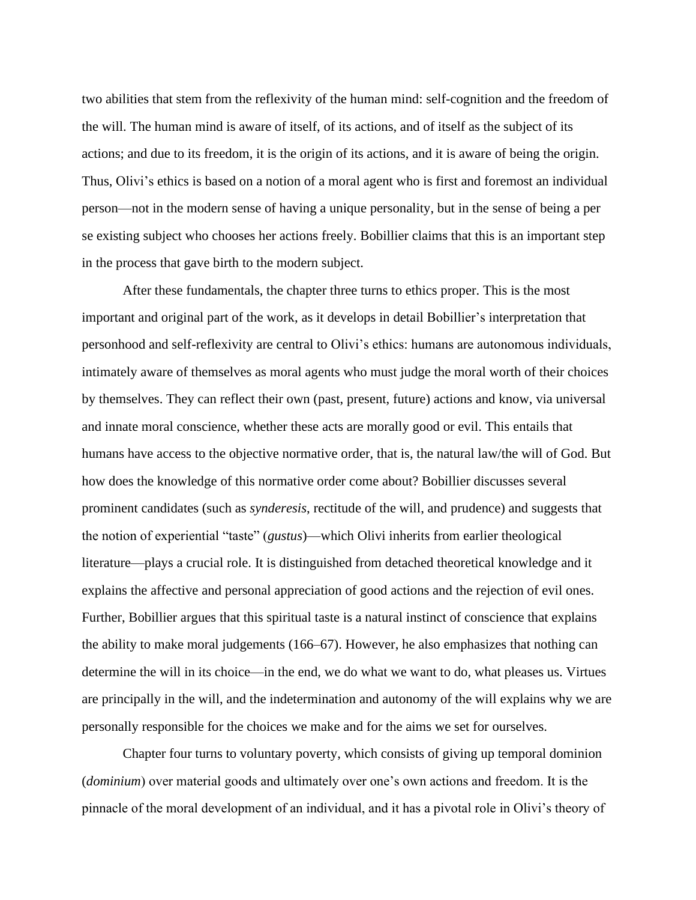two abilities that stem from the reflexivity of the human mind: self-cognition and the freedom of the will. The human mind is aware of itself, of its actions, and of itself as the subject of its actions; and due to its freedom, it is the origin of its actions, and it is aware of being the origin. Thus, Olivi's ethics is based on a notion of a moral agent who is first and foremost an individual person—not in the modern sense of having a unique personality, but in the sense of being a per se existing subject who chooses her actions freely. Bobillier claims that this is an important step in the process that gave birth to the modern subject.

After these fundamentals, the chapter three turns to ethics proper. This is the most important and original part of the work, as it develops in detail Bobillier's interpretation that personhood and self-reflexivity are central to Olivi's ethics: humans are autonomous individuals, intimately aware of themselves as moral agents who must judge the moral worth of their choices by themselves. They can reflect their own (past, present, future) actions and know, via universal and innate moral conscience, whether these acts are morally good or evil. This entails that humans have access to the objective normative order, that is, the natural law/the will of God. But how does the knowledge of this normative order come about? Bobillier discusses several prominent candidates (such as *synderesis*, rectitude of the will, and prudence) and suggests that the notion of experiential "taste" (*gustus*)—which Olivi inherits from earlier theological literature—plays a crucial role. It is distinguished from detached theoretical knowledge and it explains the affective and personal appreciation of good actions and the rejection of evil ones. Further, Bobillier argues that this spiritual taste is a natural instinct of conscience that explains the ability to make moral judgements (166–67). However, he also emphasizes that nothing can determine the will in its choice—in the end, we do what we want to do, what pleases us. Virtues are principally in the will, and the indetermination and autonomy of the will explains why we are personally responsible for the choices we make and for the aims we set for ourselves.

Chapter four turns to voluntary poverty, which consists of giving up temporal dominion (*dominium*) over material goods and ultimately over one's own actions and freedom. It is the pinnacle of the moral development of an individual, and it has a pivotal role in Olivi's theory of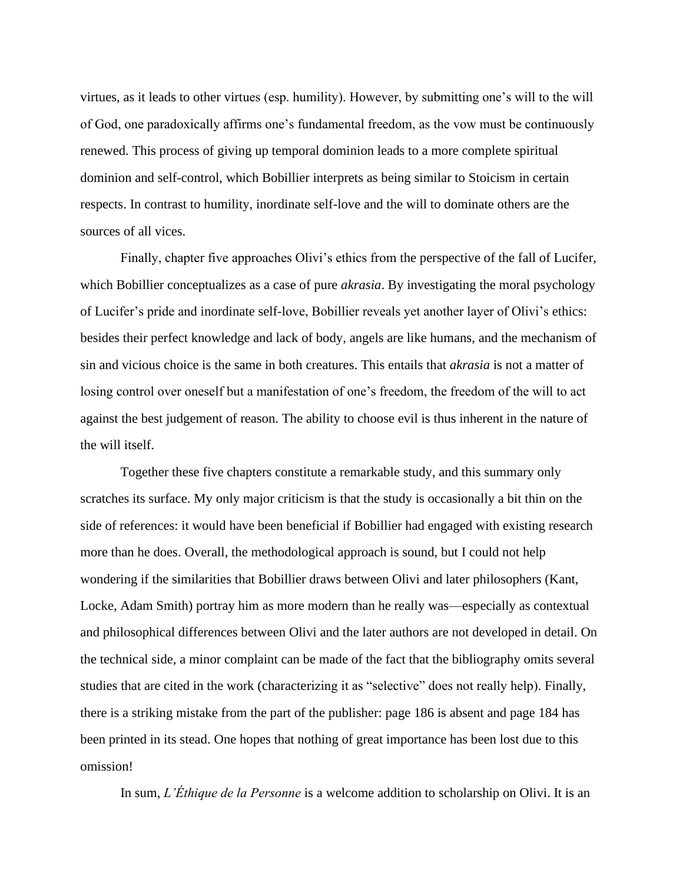virtues, as it leads to other virtues (esp. humility). However, by submitting one's will to the will of God, one paradoxically affirms one's fundamental freedom, as the vow must be continuously renewed. This process of giving up temporal dominion leads to a more complete spiritual dominion and self-control, which Bobillier interprets as being similar to Stoicism in certain respects. In contrast to humility, inordinate self-love and the will to dominate others are the sources of all vices.

Finally, chapter five approaches Olivi's ethics from the perspective of the fall of Lucifer, which Bobillier conceptualizes as a case of pure *akrasia*. By investigating the moral psychology of Lucifer's pride and inordinate self-love, Bobillier reveals yet another layer of Olivi's ethics: besides their perfect knowledge and lack of body, angels are like humans, and the mechanism of sin and vicious choice is the same in both creatures. This entails that *akrasia* is not a matter of losing control over oneself but a manifestation of one's freedom, the freedom of the will to act against the best judgement of reason. The ability to choose evil is thus inherent in the nature of the will itself.

Together these five chapters constitute a remarkable study, and this summary only scratches its surface. My only major criticism is that the study is occasionally a bit thin on the side of references: it would have been beneficial if Bobillier had engaged with existing research more than he does. Overall, the methodological approach is sound, but I could not help wondering if the similarities that Bobillier draws between Olivi and later philosophers (Kant, Locke, Adam Smith) portray him as more modern than he really was—especially as contextual and philosophical differences between Olivi and the later authors are not developed in detail. On the technical side, a minor complaint can be made of the fact that the bibliography omits several studies that are cited in the work (characterizing it as "selective" does not really help). Finally, there is a striking mistake from the part of the publisher: page 186 is absent and page 184 has been printed in its stead. One hopes that nothing of great importance has been lost due to this omission!

In sum, *L'Éthique de la Personne* is a welcome addition to scholarship on Olivi. It is an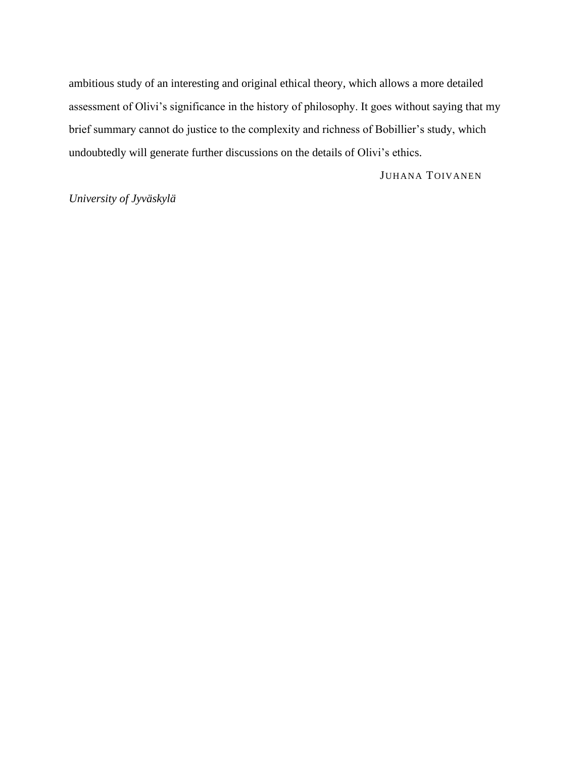ambitious study of an interesting and original ethical theory, which allows a more detailed assessment of Olivi's significance in the history of philosophy. It goes without saying that my brief summary cannot do justice to the complexity and richness of Bobillier's study, which undoubtedly will generate further discussions on the details of Olivi's ethics.

JUHANA TOIVANEN

*University of Jyväskylä*